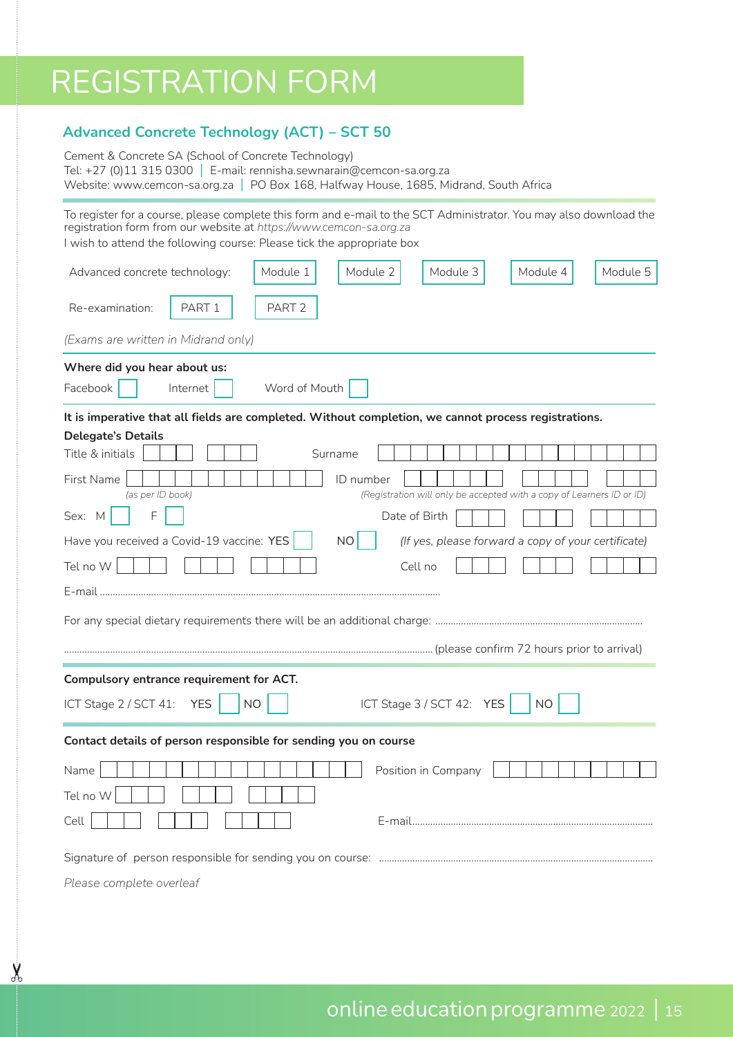# REGISTRATION FORM

## Advanced Concrete Technology (ACT) – SCT 50

Cement & Concrete SA (School of Concrete Technology)
Tel: +27 (0)11 315 0300 | E-mail: rennisha.sewnarain@cemcon-sa.org.za
Website: www.cemcon-sa.org.za | PO Box 168, Halfway House, 1685, Midrand, South Africa

To register for a course, please complete this form and e-mail to the SCT Administrator. You may also download the registration form from our website at *https://www.cemcon-sa.org.za*

I wish to attend the following course: Please tick the appropriate box

Advanced concrete technology: ☐ Module 1 ☐ Module 2 ☐ Module 3 ☐ Module 4 ☐ Module 5

Re-examination: ☐ PART 1 ☐ PART 2

*(Exams are written in Midrand only)*

**Where did you hear about us:**

Facebook ☐ Internet ☐ Word of Mouth ☐

**It is imperative that all fields are completed. Without completion, we cannot process registrations.**

**Delegate's Details**

Title & initials ☐☐☐ ☐☐☐ Surname ☐☐☐☐☐☐☐☐☐☐☐☐☐☐☐☐☐

First Name ☐☐☐☐☐☐☐☐☐☐☐☐ *(as per ID book)* ID number ☐☐☐☐☐☐ ☐☐☐☐ ☐☐☐ *(Registration will only be accepted with a copy of Learners ID or ID)*

Sex: M ☐ F ☐ Date of Birth ☐☐☐ ☐☐☐ ☐☐☐☐

Have you received a Covid-19 vaccine: YES ☐ NO ☐ *(If yes, please forward a copy of your certificate)*

Tel no W ☐☐☐ ☐☐☐ ☐☐☐☐ Cell no ☐☐☐ ☐☐☐ ☐☐☐☐

E-mail ..........................................................................................................................

For any special dietary requirements there will be an additional charge: ..................................................................................

.............................................................................................................................................. (please confirm 72 hours prior to arrival)

**Compulsory entrance requirement for ACT.**

ICT Stage 2 / SCT 41: YES ☐ NO ☐ ICT Stage 3 / SCT 42: YES ☐ NO ☐

**Contact details of person responsible for sending you on course**

Name ☐☐☐☐☐☐☐☐☐☐☐☐☐☐☐☐ Position in Company ☐☐☐☐☐☐☐☐☐☐

Tel no W ☐☐☐ ☐☐☐ ☐☐☐☐

Cell ☐☐☐ ☐☐☐ ☐☐☐☐ E-mail..............................................................................................

Signature of person responsible for sending you on course: ..........................................................................................................

*Please complete overleaf*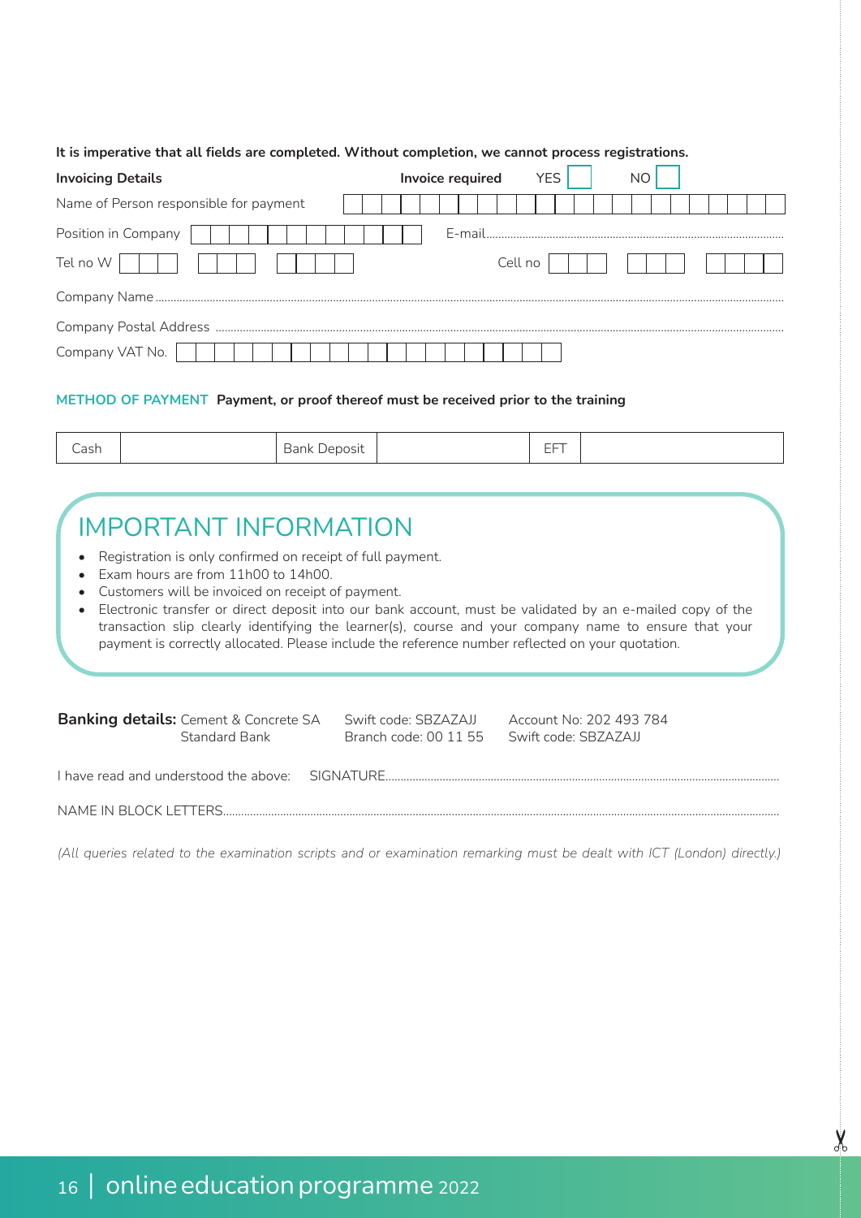**It is imperative that all fields are completed. Without completion, we cannot process registrations.**

**Invoicing Details** **Invoice required** YES ☐ NO ☐

Name of Person responsible for payment

Position in Company E-mail

Tel no W Cell no

Company Name

Company Postal Address

Company VAT No.

**METHOD OF PAYMENT Payment, or proof thereof must be received prior to the training**

| | | | | | |
|---|---|---|---|---|---|
| Cash | | Bank Deposit | | EFT | |

## IMPORTANT INFORMATION

- Registration is only confirmed on receipt of full payment.
- Exam hours are from 11h00 to 14h00.
- Customers will be invoiced on receipt of payment.
- Electronic transfer or direct deposit into our bank account, must be validated by an e-mailed copy of the transaction slip clearly identifying the learner(s), course and your company name to ensure that your payment is correctly allocated. Please include the reference number reflected on your quotation.

**Banking details:** Cement & Concrete SA
Standard Bank

Swift code: SBZAZAJJ
Branch code: 00 11 55

Account No: 202 493 784
Swift code: SBZAZAJJ

I have read and understood the above: SIGNATURE

NAME IN BLOCK LETTERS

*(All queries related to the examination scripts and or examination remarking must be dealt with ICT (London) directly.)*